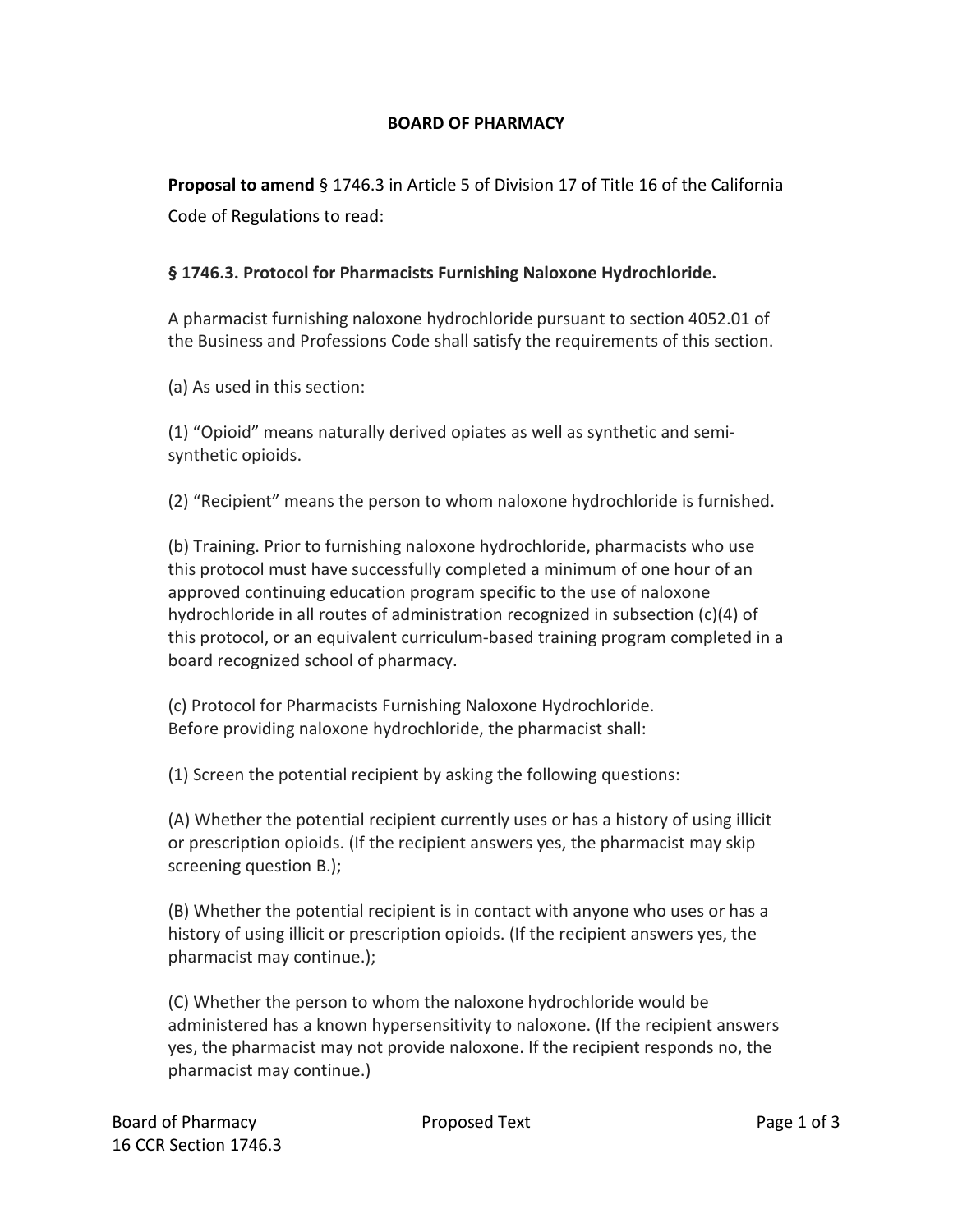## BOARD OF PHARMACY

**Proposal to amend** § 1746.3 in Article 5 of Division 17 of Title 16 of the California Code of Regulations to read:

### § 1746.3. Protocol for Pharmacists Furnishing Naloxone Hydrochloride.

A pharmacist furnishing naloxone hydrochloride pursuant to section 4052.01 of the Business and Professions Code shall satisfy the requirements of this section.

(a) As used in this section:

(1) "Opioid" means naturally derived opiates as well as synthetic and semi-synthetic opioids.

(2) "Recipient" means the person to whom naloxone hydrochloride is furnished.

(b) Training. Prior to furnishing naloxone hydrochloride, pharmacists who use this protocol must have successfully completed a minimum of one hour of an approved continuing education program specific to the use of naloxone hydrochloride in all routes of administration recognized in subsection (c)(4) of this protocol, or an equivalent curriculum-based training program completed in a board recognized school of pharmacy.

(c) Protocol for Pharmacists Furnishing Naloxone Hydrochloride.
Before providing naloxone hydrochloride, the pharmacist shall:

(1) Screen the potential recipient by asking the following questions:

(A) Whether the potential recipient currently uses or has a history of using illicit or prescription opioids. (If the recipient answers yes, the pharmacist may skip screening question B.);

(B) Whether the potential recipient is in contact with anyone who uses or has a history of using illicit or prescription opioids. (If the recipient answers yes, the pharmacist may continue.);

(C) Whether the person to whom the naloxone hydrochloride would be administered has a known hypersensitivity to naloxone. (If the recipient answers yes, the pharmacist may not provide naloxone. If the recipient responds no, the pharmacist may continue.)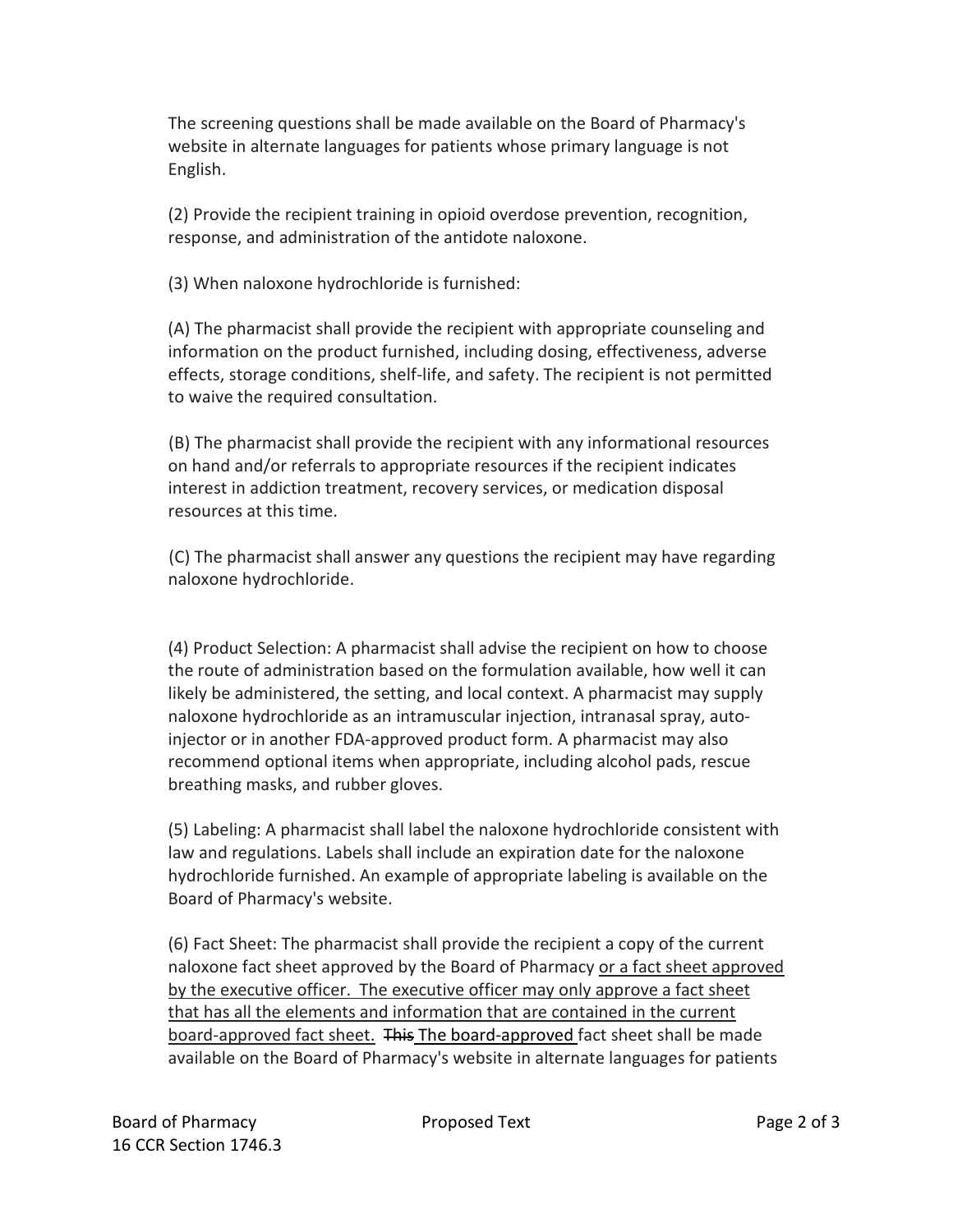The screening questions shall be made available on the Board of Pharmacy's website in alternate languages for patients whose primary language is not English.

(2) Provide the recipient training in opioid overdose prevention, recognition, response, and administration of the antidote naloxone.

(3) When naloxone hydrochloride is furnished:

(A) The pharmacist shall provide the recipient with appropriate counseling and information on the product furnished, including dosing, effectiveness, adverse effects, storage conditions, shelf-life, and safety. The recipient is not permitted to waive the required consultation.

(B) The pharmacist shall provide the recipient with any informational resources on hand and/or referrals to appropriate resources if the recipient indicates interest in addiction treatment, recovery services, or medication disposal resources at this time.

(C) The pharmacist shall answer any questions the recipient may have regarding naloxone hydrochloride.

(4) Product Selection: A pharmacist shall advise the recipient on how to choose the route of administration based on the formulation available, how well it can likely be administered, the setting, and local context. A pharmacist may supply naloxone hydrochloride as an intramuscular injection, intranasal spray, auto-injector or in another FDA-approved product form. A pharmacist may also recommend optional items when appropriate, including alcohol pads, rescue breathing masks, and rubber gloves.

(5) Labeling: A pharmacist shall label the naloxone hydrochloride consistent with law and regulations. Labels shall include an expiration date for the naloxone hydrochloride furnished. An example of appropriate labeling is available on the Board of Pharmacy's website.

(6) Fact Sheet: The pharmacist shall provide the recipient a copy of the current naloxone fact sheet approved by the Board of Pharmacy <u>or a fact sheet approved by the executive officer. The executive officer may only approve a fact sheet that has all the elements and information that are contained in the current board-approved fact sheet.</u> ~~This~~ <u>The board-approved</u> fact sheet shall be made available on the Board of Pharmacy's website in alternate languages for patients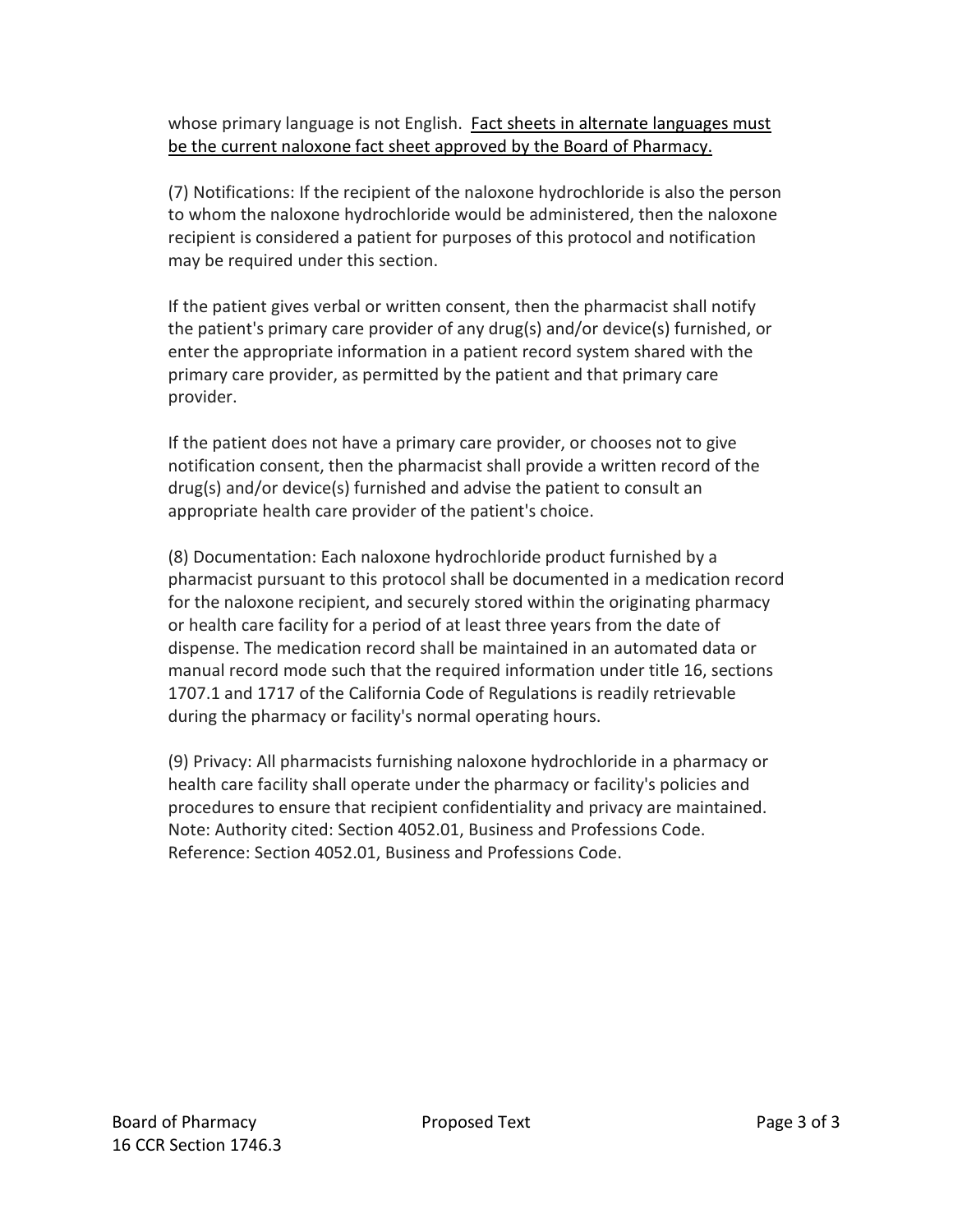whose primary language is not English. <u>Fact sheets in alternate languages must be the current naloxone fact sheet approved by the Board of Pharmacy.</u>

(7) Notifications: If the recipient of the naloxone hydrochloride is also the person to whom the naloxone hydrochloride would be administered, then the naloxone recipient is considered a patient for purposes of this protocol and notification may be required under this section.

If the patient gives verbal or written consent, then the pharmacist shall notify the patient's primary care provider of any drug(s) and/or device(s) furnished, or enter the appropriate information in a patient record system shared with the primary care provider, as permitted by the patient and that primary care provider.

If the patient does not have a primary care provider, or chooses not to give notification consent, then the pharmacist shall provide a written record of the drug(s) and/or device(s) furnished and advise the patient to consult an appropriate health care provider of the patient's choice.

(8) Documentation: Each naloxone hydrochloride product furnished by a pharmacist pursuant to this protocol shall be documented in a medication record for the naloxone recipient, and securely stored within the originating pharmacy or health care facility for a period of at least three years from the date of dispense. The medication record shall be maintained in an automated data or manual record mode such that the required information under title 16, sections 1707.1 and 1717 of the California Code of Regulations is readily retrievable during the pharmacy or facility's normal operating hours.

(9) Privacy: All pharmacists furnishing naloxone hydrochloride in a pharmacy or health care facility shall operate under the pharmacy or facility's policies and procedures to ensure that recipient confidentiality and privacy are maintained.
Note: Authority cited: Section 4052.01, Business and Professions Code.
Reference: Section 4052.01, Business and Professions Code.